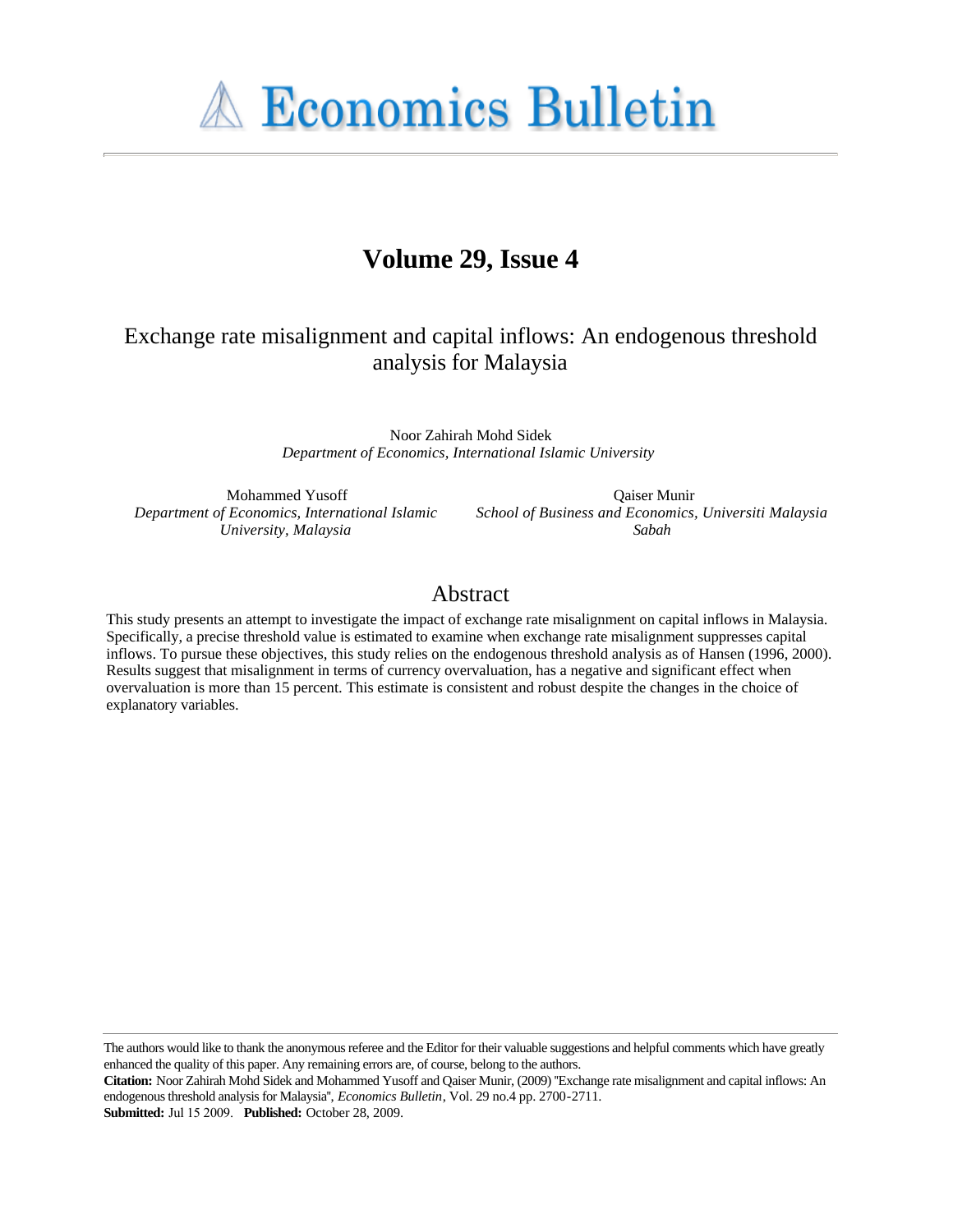# Economics Bulletin

## Volume 29, Issue 4

### Exchange rate misalignment and capital inflows: An endogenous threshold analysis for Malaysia

Noor Zahirah Mohd Sidek
*Department of Economics, International Islamic University*

Mohammed Yusoff
*Department of Economics, International Islamic University, Malaysia*

Qaiser Munir
*School of Business and Economics, Universiti Malaysia Sabah*

## Abstract

This study presents an attempt to investigate the impact of exchange rate misalignment on capital inflows in Malaysia. Specifically, a precise threshold value is estimated to examine when exchange rate misalignment suppresses capital inflows. To pursue these objectives, this study relies on the endogenous threshold analysis as of Hansen (1996, 2000). Results suggest that misalignment in terms of currency overvaluation, has a negative and significant effect when overvaluation is more than 15 percent. This estimate is consistent and robust despite the changes in the choice of explanatory variables.

---

The authors would like to thank the anonymous referee and the Editor for their valuable suggestions and helpful comments which have greatly enhanced the quality of this paper. Any remaining errors are, of course, belong to the authors.

**Citation:** Noor Zahirah Mohd Sidek and Mohammed Yusoff and Qaiser Munir, (2009) ''Exchange rate misalignment and capital inflows: An endogenous threshold analysis for Malaysia'', *Economics Bulletin*, Vol. 29 no.4 pp. 2700-2711.

**Submitted:** Jul 15 2009. **Published:** October 28, 2009.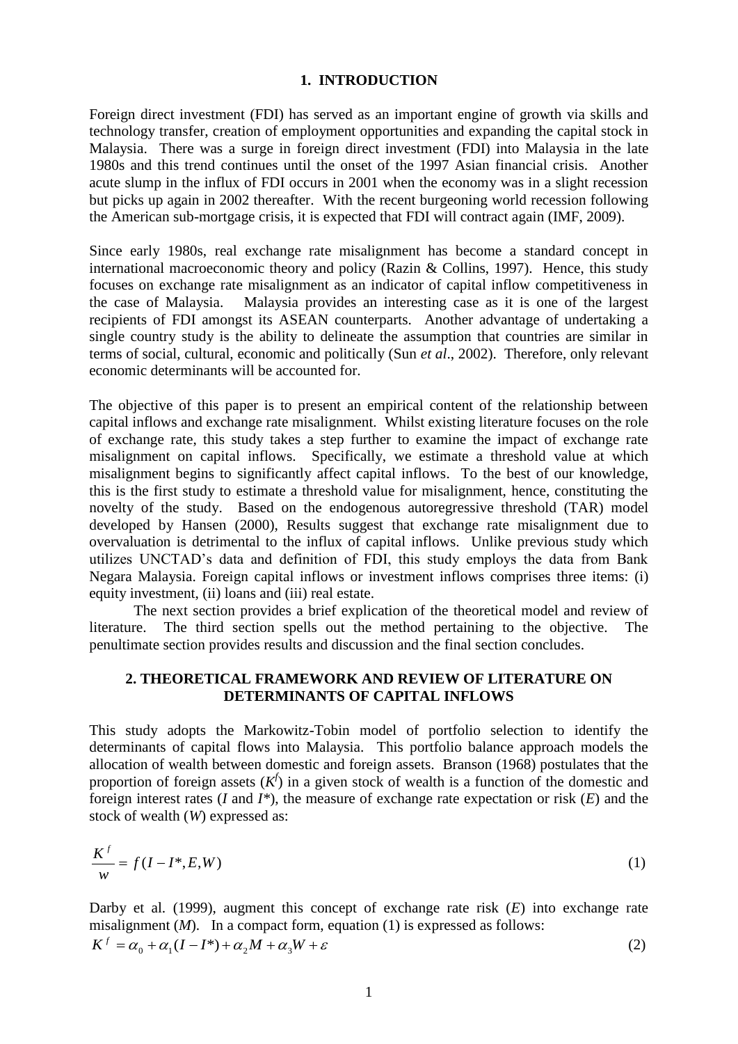## 1. INTRODUCTION

Foreign direct investment (FDI) has served as an important engine of growth via skills and technology transfer, creation of employment opportunities and expanding the capital stock in Malaysia. There was a surge in foreign direct investment (FDI) into Malaysia in the late 1980s and this trend continues until the onset of the 1997 Asian financial crisis. Another acute slump in the influx of FDI occurs in 2001 when the economy was in a slight recession but picks up again in 2002 thereafter. With the recent burgeoning world recession following the American sub-mortgage crisis, it is expected that FDI will contract again (IMF, 2009).

Since early 1980s, real exchange rate misalignment has become a standard concept in international macroeconomic theory and policy (Razin & Collins, 1997). Hence, this study focuses on exchange rate misalignment as an indicator of capital inflow competitiveness in the case of Malaysia. Malaysia provides an interesting case as it is one of the largest recipients of FDI amongst its ASEAN counterparts. Another advantage of undertaking a single country study is the ability to delineate the assumption that countries are similar in terms of social, cultural, economic and politically (Sun *et al*., 2002). Therefore, only relevant economic determinants will be accounted for.

The objective of this paper is to present an empirical content of the relationship between capital inflows and exchange rate misalignment. Whilst existing literature focuses on the role of exchange rate, this study takes a step further to examine the impact of exchange rate misalignment on capital inflows. Specifically, we estimate a threshold value at which misalignment begins to significantly affect capital inflows. To the best of our knowledge, this is the first study to estimate a threshold value for misalignment, hence, constituting the novelty of the study. Based on the endogenous autoregressive threshold (TAR) model developed by Hansen (2000), Results suggest that exchange rate misalignment due to overvaluation is detrimental to the influx of capital inflows. Unlike previous study which utilizes UNCTAD's data and definition of FDI, this study employs the data from Bank Negara Malaysia. Foreign capital inflows or investment inflows comprises three items: (i) equity investment, (ii) loans and (iii) real estate.

The next section provides a brief explication of the theoretical model and review of literature. The third section spells out the method pertaining to the objective. The penultimate section provides results and discussion and the final section concludes.

## 2. THEORETICAL FRAMEWORK AND REVIEW OF LITERATURE ON DETERMINANTS OF CAPITAL INFLOWS

This study adopts the Markowitz-Tobin model of portfolio selection to identify the determinants of capital flows into Malaysia. This portfolio balance approach models the allocation of wealth between domestic and foreign assets. Branson (1968) postulates that the proportion of foreign assets ($K^f$) in a given stock of wealth is a function of the domestic and foreign interest rates ($I$ and $I^*$), the measure of exchange rate expectation or risk ($E$) and the stock of wealth ($W$) expressed as:

$$\frac{K^f}{w} = f(I - I^*, E, W) \tag{1}$$

Darby et al. (1999), augment this concept of exchange rate risk ($E$) into exchange rate misalignment ($M$). In a compact form, equation (1) is expressed as follows:

$$K^f = \alpha_0 + \alpha_1 (I - I^*) + \alpha_2 M + \alpha_3 W + \varepsilon \tag{2}$$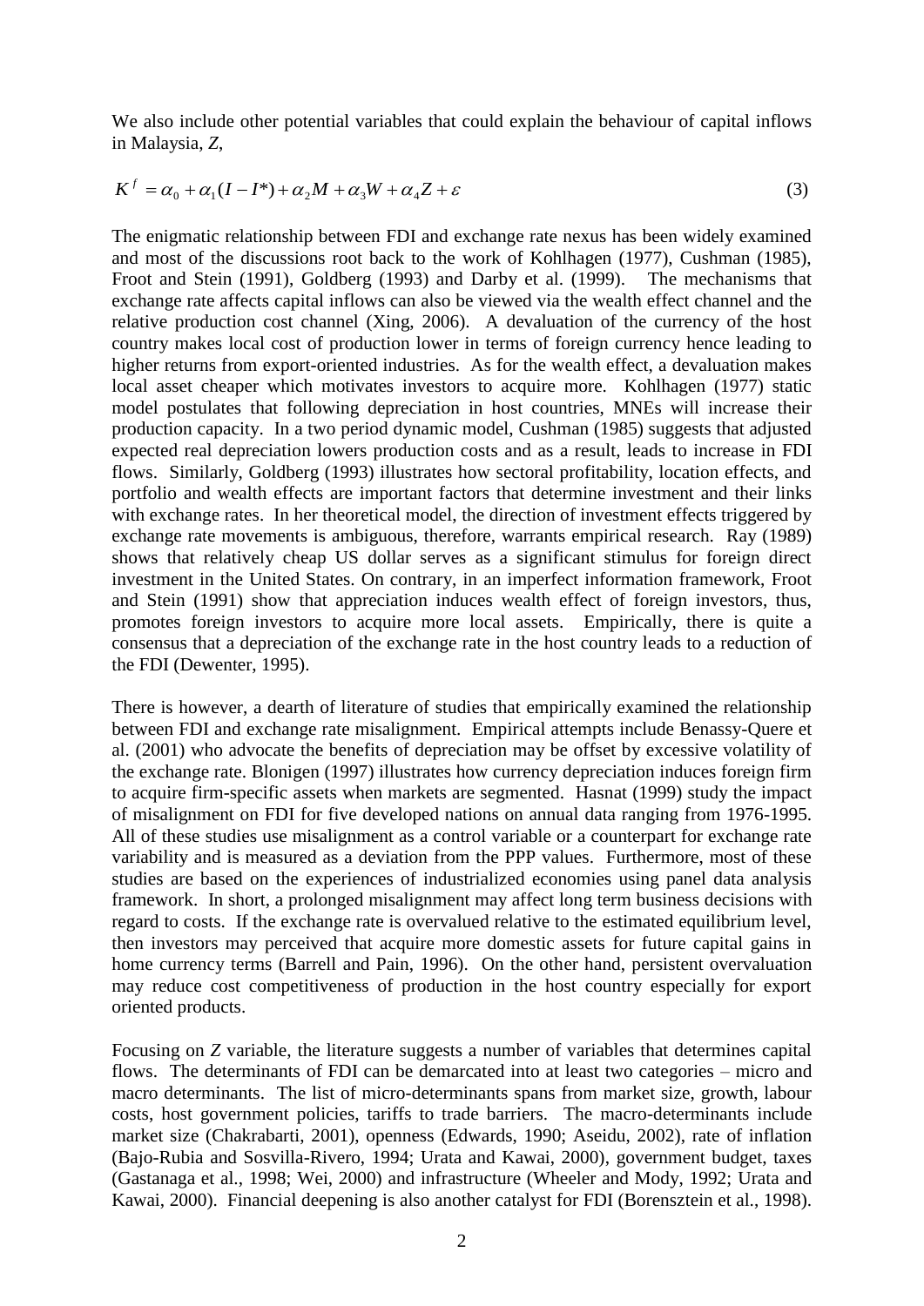We also include other potential variables that could explain the behaviour of capital inflows in Malaysia, $Z$,

$$K^f = \alpha_0 + \alpha_1(I - I^*) + \alpha_2 M + \alpha_3 W + \alpha_4 Z + \varepsilon \tag{3}$$

The enigmatic relationship between FDI and exchange rate nexus has been widely examined and most of the discussions root back to the work of Kohlhagen (1977), Cushman (1985), Froot and Stein (1991), Goldberg (1993) and Darby et al. (1999). The mechanisms that exchange rate affects capital inflows can also be viewed via the wealth effect channel and the relative production cost channel (Xing, 2006). A devaluation of the currency of the host country makes local cost of production lower in terms of foreign currency hence leading to higher returns from export-oriented industries. As for the wealth effect, a devaluation makes local asset cheaper which motivates investors to acquire more. Kohlhagen (1977) static model postulates that following depreciation in host countries, MNEs will increase their production capacity. In a two period dynamic model, Cushman (1985) suggests that adjusted expected real depreciation lowers production costs and as a result, leads to increase in FDI flows. Similarly, Goldberg (1993) illustrates how sectoral profitability, location effects, and portfolio and wealth effects are important factors that determine investment and their links with exchange rates. In her theoretical model, the direction of investment effects triggered by exchange rate movements is ambiguous, therefore, warrants empirical research. Ray (1989) shows that relatively cheap US dollar serves as a significant stimulus for foreign direct investment in the United States. On contrary, in an imperfect information framework, Froot and Stein (1991) show that appreciation induces wealth effect of foreign investors, thus, promotes foreign investors to acquire more local assets. Empirically, there is quite a consensus that a depreciation of the exchange rate in the host country leads to a reduction of the FDI (Dewenter, 1995).

There is however, a dearth of literature of studies that empirically examined the relationship between FDI and exchange rate misalignment. Empirical attempts include Benassy-Quere et al. (2001) who advocate the benefits of depreciation may be offset by excessive volatility of the exchange rate. Blonigen (1997) illustrates how currency depreciation induces foreign firm to acquire firm-specific assets when markets are segmented. Hasnat (1999) study the impact of misalignment on FDI for five developed nations on annual data ranging from 1976-1995. All of these studies use misalignment as a control variable or a counterpart for exchange rate variability and is measured as a deviation from the PPP values. Furthermore, most of these studies are based on the experiences of industrialized economies using panel data analysis framework. In short, a prolonged misalignment may affect long term business decisions with regard to costs. If the exchange rate is overvalued relative to the estimated equilibrium level, then investors may perceived that acquire more domestic assets for future capital gains in home currency terms (Barrell and Pain, 1996). On the other hand, persistent overvaluation may reduce cost competitiveness of production in the host country especially for export oriented products.

Focusing on $Z$ variable, the literature suggests a number of variables that determines capital flows. The determinants of FDI can be demarcated into at least two categories – micro and macro determinants. The list of micro-determinants spans from market size, growth, labour costs, host government policies, tariffs to trade barriers. The macro-determinants include market size (Chakrabarti, 2001), openness (Edwards, 1990; Aseidu, 2002), rate of inflation (Bajo-Rubia and Sosvilla-Rivero, 1994; Urata and Kawai, 2000), government budget, taxes (Gastanaga et al., 1998; Wei, 2000) and infrastructure (Wheeler and Mody, 1992; Urata and Kawai, 2000). Financial deepening is also another catalyst for FDI (Borensztein et al., 1998).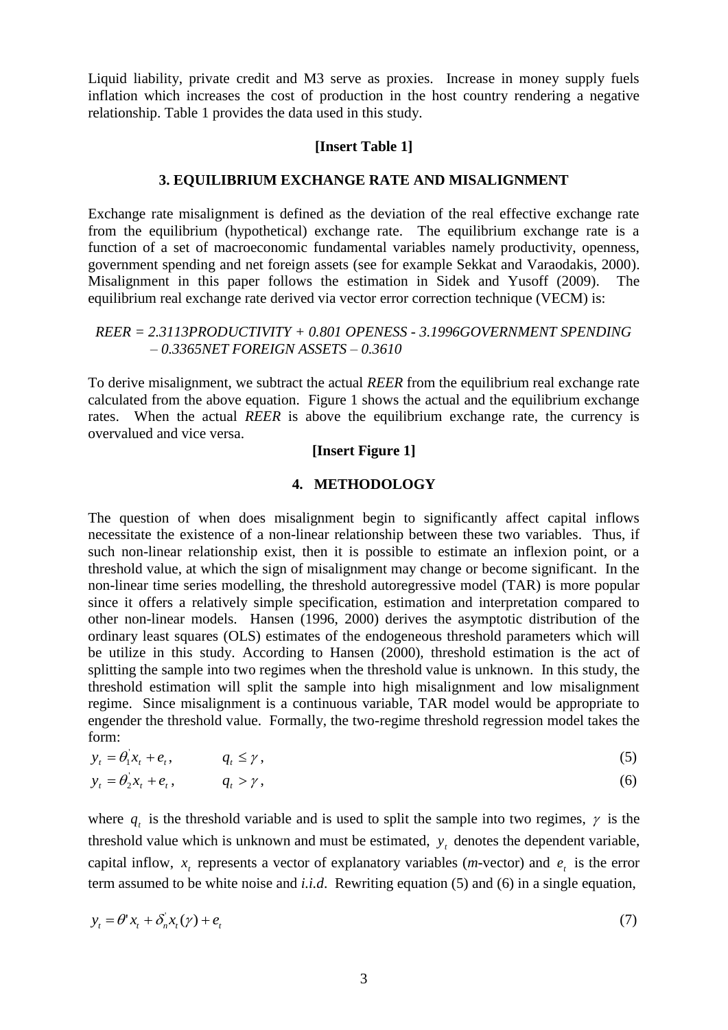Liquid liability, private credit and M3 serve as proxies. Increase in money supply fuels inflation which increases the cost of production in the host country rendering a negative relationship. Table 1 provides the data used in this study.

**[Insert Table 1]**

## 3. EQUILIBRIUM EXCHANGE RATE AND MISALIGNMENT

Exchange rate misalignment is defined as the deviation of the real effective exchange rate from the equilibrium (hypothetical) exchange rate. The equilibrium exchange rate is a function of a set of macroeconomic fundamental variables namely productivity, openness, government spending and net foreign assets (see for example Sekkat and Varaodakis, 2000). Misalignment in this paper follows the estimation in Sidek and Yusoff (2009). The equilibrium real exchange rate derived via vector error correction technique (VECM) is:

*REER = 2.3113PRODUCTIVITY + 0.801 OPENESS - 3.1996GOVERNMENT SPENDING – 0.3365NET FOREIGN ASSETS – 0.3610*

To derive misalignment, we subtract the actual *REER* from the equilibrium real exchange rate calculated from the above equation. Figure 1 shows the actual and the equilibrium exchange rates. When the actual *REER* is above the equilibrium exchange rate, the currency is overvalued and vice versa.

**[Insert Figure 1]**

## 4. METHODOLOGY

The question of when does misalignment begin to significantly affect capital inflows necessitate the existence of a non-linear relationship between these two variables. Thus, if such non-linear relationship exist, then it is possible to estimate an inflexion point, or a threshold value, at which the sign of misalignment may change or become significant. In the non-linear time series modelling, the threshold autoregressive model (TAR) is more popular since it offers a relatively simple specification, estimation and interpretation compared to other non-linear models. Hansen (1996, 2000) derives the asymptotic distribution of the ordinary least squares (OLS) estimates of the endogeneous threshold parameters which will be utilize in this study. According to Hansen (2000), threshold estimation is the act of splitting the sample into two regimes when the threshold value is unknown. In this study, the threshold estimation will split the sample into high misalignment and low misalignment regime. Since misalignment is a continuous variable, TAR model would be appropriate to engender the threshold value. Formally, the two-regime threshold regression model takes the form:

$$y_t = \theta_1^{'} x_t + e_t, \qquad q_t \leq \gamma, \tag{5}$$

$$y_t = \theta_2^{'} x_t + e_t, \qquad q_t > \gamma, \tag{6}$$

where $q_t$ is the threshold variable and is used to split the sample into two regimes, $\gamma$ is the threshold value which is unknown and must be estimated, $y_t$ denotes the dependent variable, capital inflow, $x_t$ represents a vector of explanatory variables (*m*-vector) and $e_t$ is the error term assumed to be white noise and *i.i.d*. Rewriting equation (5) and (6) in a single equation,

$$y_t = \theta' x_t + \delta_n^{'} x_t(\gamma) + e_t \tag{7}$$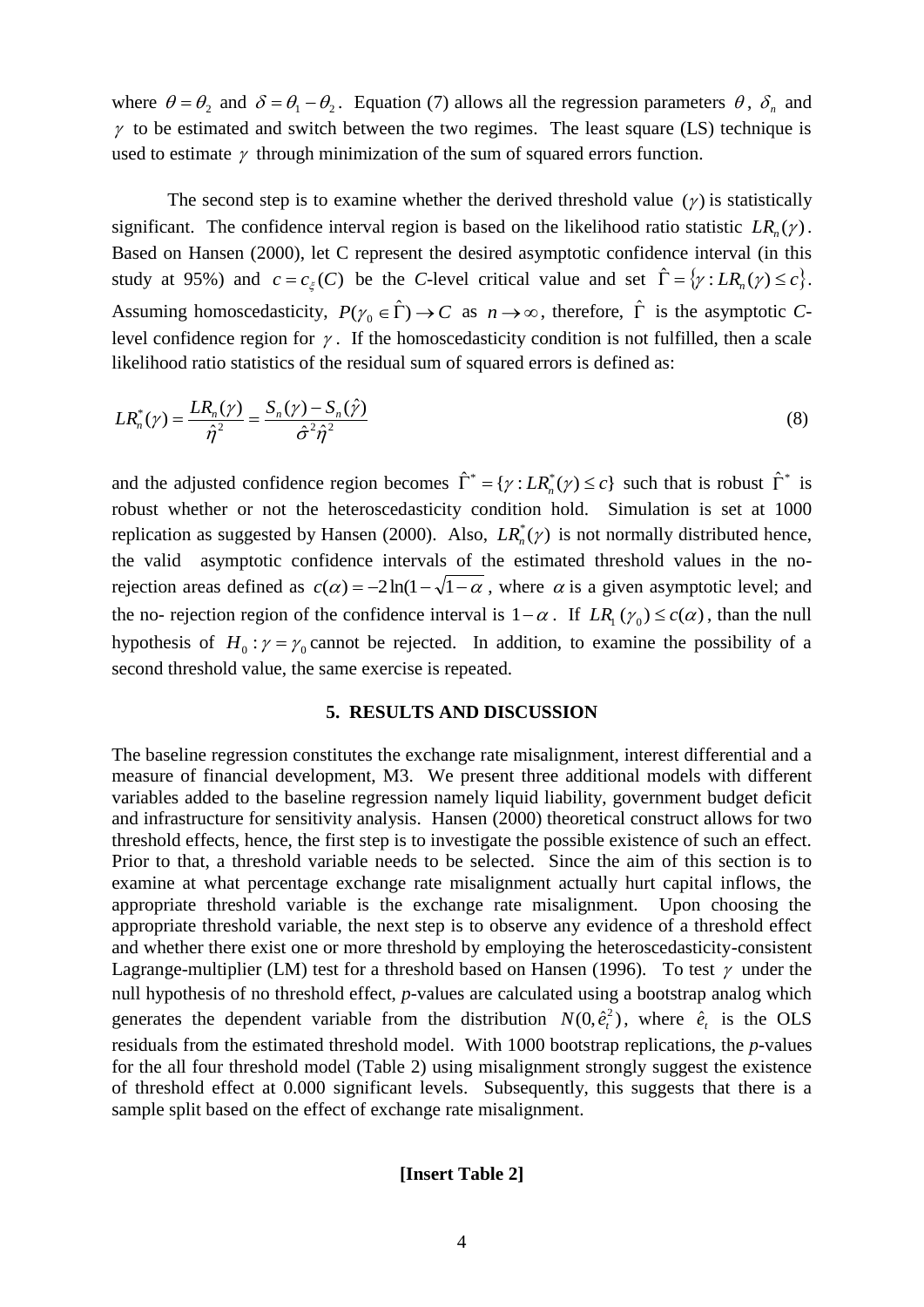where $\theta = \theta_2$ and $\delta = \theta_1 - \theta_2$. Equation (7) allows all the regression parameters $\theta$, $\delta_n$ and $\gamma$ to be estimated and switch between the two regimes. The least square (LS) technique is used to estimate $\gamma$ through minimization of the sum of squared errors function.

The second step is to examine whether the derived threshold value $(\gamma)$ is statistically significant. The confidence interval region is based on the likelihood ratio statistic $LR_n(\gamma)$. Based on Hansen (2000), let C represent the desired asymptotic confidence interval (in this study at 95%) and $c = c_\xi(C)$ be the *C*-level critical value and set $\hat{\Gamma} = \{\gamma : LR_n(\gamma) \le c\}$. Assuming homoscedasticity, $P(\gamma_0 \in \hat{\Gamma}) \to C$ as $n \to \infty$, therefore, $\hat{\Gamma}$ is the asymptotic *C*-level confidence region for $\gamma$. If the homoscedasticity condition is not fulfilled, then a scale likelihood ratio statistics of the residual sum of squared errors is defined as:

$$LR_n^*(\gamma) = \frac{LR_n(\gamma)}{\hat{\eta}^2} = \frac{S_n(\gamma) - S_n(\hat{\gamma})}{\hat{\sigma}^2 \hat{\eta}^2} \tag{8}$$

and the adjusted confidence region becomes $\hat{\Gamma}^* = \{\gamma : LR_n^*(\gamma) \le c\}$ such that is robust $\hat{\Gamma}^*$ is robust whether or not the heteroscedasticity condition hold. Simulation is set at 1000 replication as suggested by Hansen (2000). Also, $LR_n^*(\gamma)$ is not normally distributed hence, the valid asymptotic confidence intervals of the estimated threshold values in the no-rejection areas defined as $c(\alpha) = -2\ln(1 - \sqrt{1-\alpha}$ , where $\alpha$ is a given asymptotic level; and the no- rejection region of the confidence interval is $1-\alpha$. If $LR_1(\gamma_0) \le c(\alpha)$, than the null hypothesis of $H_0 : \gamma = \gamma_0$ cannot be rejected. In addition, to examine the possibility of a second threshold value, the same exercise is repeated.

## 5. RESULTS AND DISCUSSION

The baseline regression constitutes the exchange rate misalignment, interest differential and a measure of financial development, M3. We present three additional models with different variables added to the baseline regression namely liquid liability, government budget deficit and infrastructure for sensitivity analysis. Hansen (2000) theoretical construct allows for two threshold effects, hence, the first step is to investigate the possible existence of such an effect. Prior to that, a threshold variable needs to be selected. Since the aim of this section is to examine at what percentage exchange rate misalignment actually hurt capital inflows, the appropriate threshold variable is the exchange rate misalignment. Upon choosing the appropriate threshold variable, the next step is to observe any evidence of a threshold effect and whether there exist one or more threshold by employing the heteroscedasticity-consistent Lagrange-multiplier (LM) test for a threshold based on Hansen (1996). To test $\gamma$ under the null hypothesis of no threshold effect, *p*-values are calculated using a bootstrap analog which generates the dependent variable from the distribution $N(0, \hat{e}_t^2)$, where $\hat{e}_t$ is the OLS residuals from the estimated threshold model. With 1000 bootstrap replications, the *p*-values for the all four threshold model (Table 2) using misalignment strongly suggest the existence of threshold effect at 0.000 significant levels. Subsequently, this suggests that there is a sample split based on the effect of exchange rate misalignment.

**[Insert Table 2]**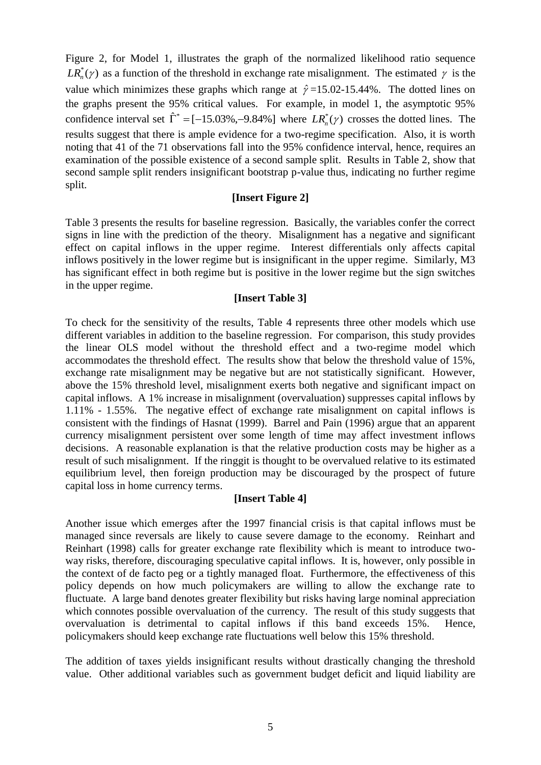Figure 2, for Model 1, illustrates the graph of the normalized likelihood ratio sequence $LR_n^*(\gamma)$ as a function of the threshold in exchange rate misalignment. The estimated $\gamma$ is the value which minimizes these graphs which range at $\hat{\gamma}$=15.02-15.44%. The dotted lines on the graphs present the 95% critical values. For example, in model 1, the asymptotic 95% confidence interval set $\hat{\Gamma}^* = [-15.03\%, -9.84\%]$ where $LR_n^*(\gamma)$ crosses the dotted lines. The results suggest that there is ample evidence for a two-regime specification. Also, it is worth noting that 41 of the 71 observations fall into the 95% confidence interval, hence, requires an examination of the possible existence of a second sample split. Results in Table 2, show that second sample split renders insignificant bootstrap p-value thus, indicating no further regime split.

**[Insert Figure 2]**

Table 3 presents the results for baseline regression. Basically, the variables confer the correct signs in line with the prediction of the theory. Misalignment has a negative and significant effect on capital inflows in the upper regime. Interest differentials only affects capital inflows positively in the lower regime but is insignificant in the upper regime. Similarly, M3 has significant effect in both regime but is positive in the lower regime but the sign switches in the upper regime.

**[Insert Table 3]**

To check for the sensitivity of the results, Table 4 represents three other models which use different variables in addition to the baseline regression. For comparison, this study provides the linear OLS model without the threshold effect and a two-regime model which accommodates the threshold effect. The results show that below the threshold value of 15%, exchange rate misalignment may be negative but are not statistically significant. However, above the 15% threshold level, misalignment exerts both negative and significant impact on capital inflows. A 1% increase in misalignment (overvaluation) suppresses capital inflows by 1.11% - 1.55%. The negative effect of exchange rate misalignment on capital inflows is consistent with the findings of Hasnat (1999). Barrel and Pain (1996) argue that an apparent currency misalignment persistent over some length of time may affect investment inflows decisions. A reasonable explanation is that the relative production costs may be higher as a result of such misalignment. If the ringgit is thought to be overvalued relative to its estimated equilibrium level, then foreign production may be discouraged by the prospect of future capital loss in home currency terms.

**[Insert Table 4]**

Another issue which emerges after the 1997 financial crisis is that capital inflows must be managed since reversals are likely to cause severe damage to the economy. Reinhart and Reinhart (1998) calls for greater exchange rate flexibility which is meant to introduce two-way risks, therefore, discouraging speculative capital inflows. It is, however, only possible in the context of de facto peg or a tightly managed float. Furthermore, the effectiveness of this policy depends on how much policymakers are willing to allow the exchange rate to fluctuate. A large band denotes greater flexibility but risks having large nominal appreciation which connotes possible overvaluation of the currency. The result of this study suggests that overvaluation is detrimental to capital inflows if this band exceeds 15%. Hence, policymakers should keep exchange rate fluctuations well below this 15% threshold.

The addition of taxes yields insignificant results without drastically changing the threshold value. Other additional variables such as government budget deficit and liquid liability are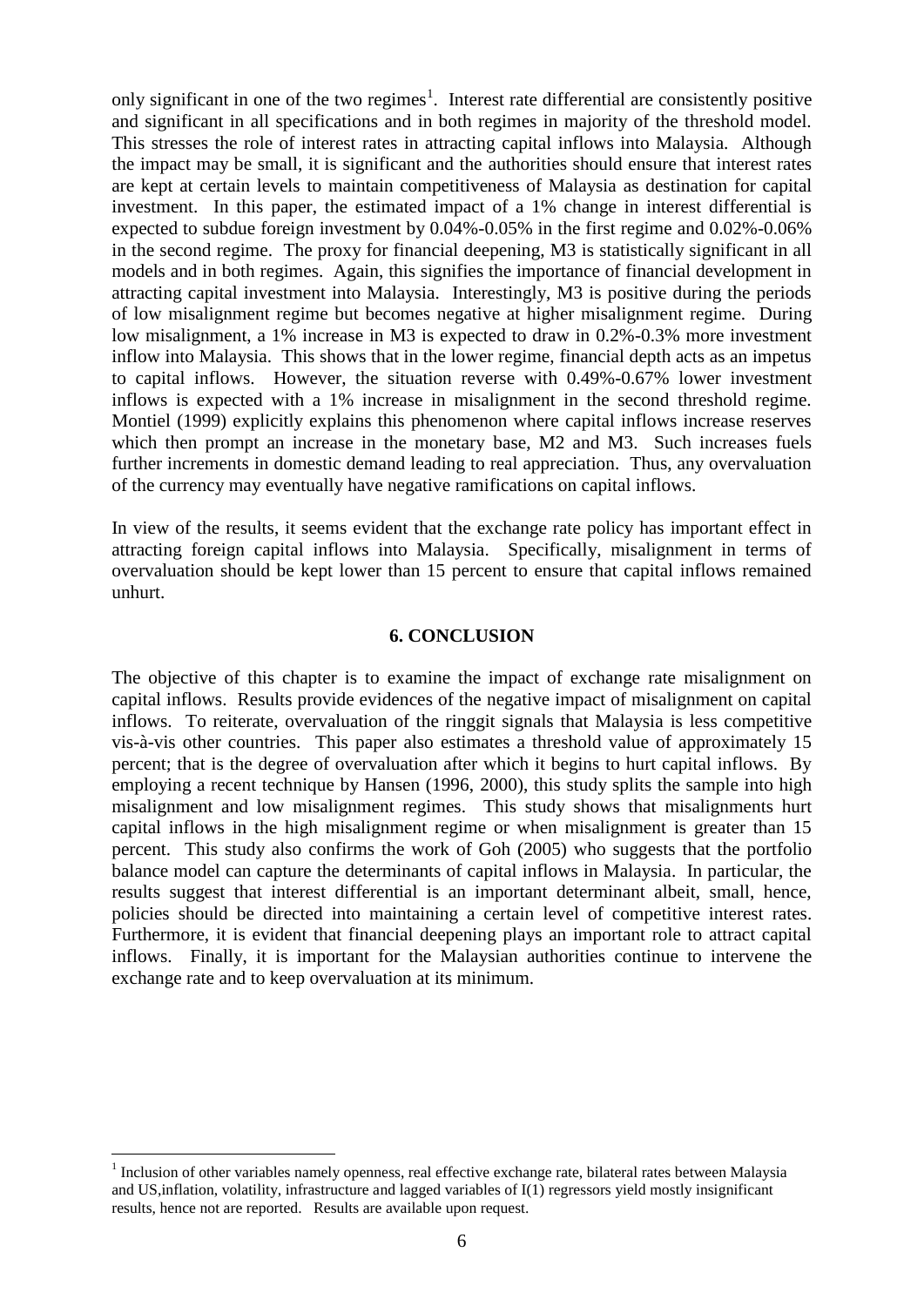only significant in one of the two regimes[1]. Interest rate differential are consistently positive and significant in all specifications and in both regimes in majority of the threshold model. This stresses the role of interest rates in attracting capital inflows into Malaysia. Although the impact may be small, it is significant and the authorities should ensure that interest rates are kept at certain levels to maintain competitiveness of Malaysia as destination for capital investment. In this paper, the estimated impact of a 1% change in interest differential is expected to subdue foreign investment by 0.04%-0.05% in the first regime and 0.02%-0.06% in the second regime. The proxy for financial deepening, M3 is statistically significant in all models and in both regimes. Again, this signifies the importance of financial development in attracting capital investment into Malaysia. Interestingly, M3 is positive during the periods of low misalignment regime but becomes negative at higher misalignment regime. During low misalignment, a 1% increase in M3 is expected to draw in 0.2%-0.3% more investment inflow into Malaysia. This shows that in the lower regime, financial depth acts as an impetus to capital inflows. However, the situation reverse with 0.49%-0.67% lower investment inflows is expected with a 1% increase in misalignment in the second threshold regime. Montiel (1999) explicitly explains this phenomenon where capital inflows increase reserves which then prompt an increase in the monetary base, M2 and M3. Such increases fuels further increments in domestic demand leading to real appreciation. Thus, any overvaluation of the currency may eventually have negative ramifications on capital inflows.

In view of the results, it seems evident that the exchange rate policy has important effect in attracting foreign capital inflows into Malaysia. Specifically, misalignment in terms of overvaluation should be kept lower than 15 percent to ensure that capital inflows remained unhurt.

## 6. CONCLUSION

The objective of this chapter is to examine the impact of exchange rate misalignment on capital inflows. Results provide evidences of the negative impact of misalignment on capital inflows. To reiterate, overvaluation of the ringgit signals that Malaysia is less competitive vis-à-vis other countries. This paper also estimates a threshold value of approximately 15 percent; that is the degree of overvaluation after which it begins to hurt capital inflows. By employing a recent technique by Hansen (1996, 2000), this study splits the sample into high misalignment and low misalignment regimes. This study shows that misalignments hurt capital inflows in the high misalignment regime or when misalignment is greater than 15 percent. This study also confirms the work of Goh (2005) who suggests that the portfolio balance model can capture the determinants of capital inflows in Malaysia. In particular, the results suggest that interest differential is an important determinant albeit, small, hence, policies should be directed into maintaining a certain level of competitive interest rates. Furthermore, it is evident that financial deepening plays an important role to attract capital inflows. Finally, it is important for the Malaysian authorities continue to intervene the exchange rate and to keep overvaluation at its minimum.

---

[1] Inclusion of other variables namely openness, real effective exchange rate, bilateral rates between Malaysia and US,inflation, volatility, infrastructure and lagged variables of I(1) regressors yield mostly insignificant results, hence not are reported. Results are available upon request.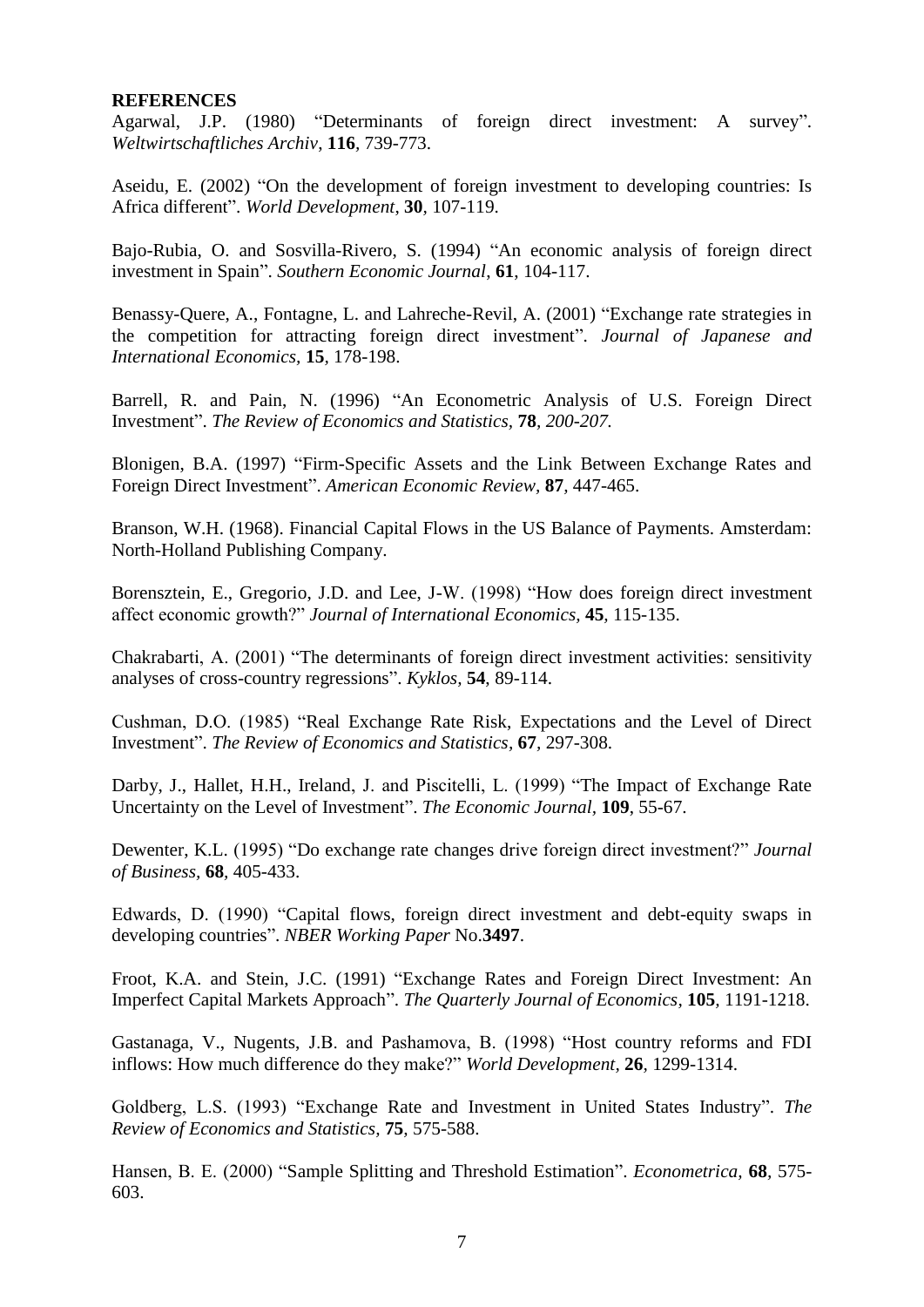**REFERENCES**

Agarwal, J.P. (1980) "Determinants of foreign direct investment: A survey". *Weltwirtschaftliches Archiv*, **116**, 739-773.

Aseidu, E. (2002) "On the development of foreign investment to developing countries: Is Africa different". *World Development*, **30**, 107-119.

Bajo-Rubia, O. and Sosvilla-Rivero, S. (1994) "An economic analysis of foreign direct investment in Spain". *Southern Economic Journal*, **61**, 104-117.

Benassy-Quere, A., Fontagne, L. and Lahreche-Revil, A. (2001) "Exchange rate strategies in the competition for attracting foreign direct investment". *Journal of Japanese and International Economics*, **15**, 178-198.

Barrell, R. and Pain, N. (1996) "An Econometric Analysis of U.S. Foreign Direct Investment". *The Review of Economics and Statistics*, **78**, *200-207.*

Blonigen, B.A. (1997) "Firm-Specific Assets and the Link Between Exchange Rates and Foreign Direct Investment". *American Economic Review*, **87**, 447-465.

Branson, W.H. (1968). Financial Capital Flows in the US Balance of Payments. Amsterdam: North-Holland Publishing Company.

Borensztein, E., Gregorio, J.D. and Lee, J-W. (1998) "How does foreign direct investment affect economic growth?" *Journal of International Economics*, **45**, 115-135.

Chakrabarti, A. (2001) "The determinants of foreign direct investment activities: sensitivity analyses of cross-country regressions". *Kyklos*, **54**, 89-114.

Cushman, D.O. (1985) "Real Exchange Rate Risk, Expectations and the Level of Direct Investment". *The Review of Economics and Statistics*, **67**, 297-308.

Darby, J., Hallet, H.H., Ireland, J. and Piscitelli, L. (1999) "The Impact of Exchange Rate Uncertainty on the Level of Investment". *The Economic Journal*, **109**, 55-67.

Dewenter, K.L. (1995) "Do exchange rate changes drive foreign direct investment?" *Journal of Business*, **68**, 405-433.

Edwards, D. (1990) "Capital flows, foreign direct investment and debt-equity swaps in developing countries". *NBER Working Paper* No.**3497**.

Froot, K.A. and Stein, J.C. (1991) "Exchange Rates and Foreign Direct Investment: An Imperfect Capital Markets Approach". *The Quarterly Journal of Economics*, **105**, 1191-1218.

Gastanaga, V., Nugents, J.B. and Pashamova, B. (1998) "Host country reforms and FDI inflows: How much difference do they make?" *World Development*, **26**, 1299-1314.

Goldberg, L.S. (1993) "Exchange Rate and Investment in United States Industry". *The Review of Economics and Statistics*, **75**, 575-588.

Hansen, B. E. (2000) "Sample Splitting and Threshold Estimation". *Econometrica*, **68**, 575-603.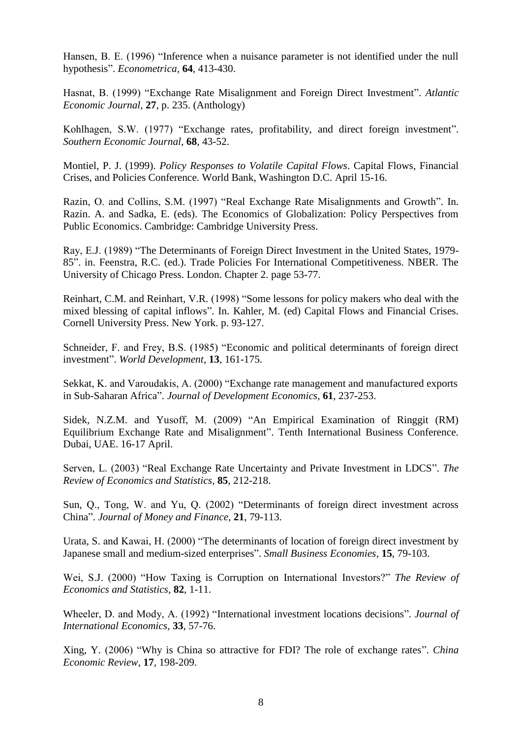Hansen, B. E. (1996) "Inference when a nuisance parameter is not identified under the null hypothesis". *Econometrica*, **64**, 413-430.

Hasnat, B. (1999) "Exchange Rate Misalignment and Foreign Direct Investment". *Atlantic Economic Journal*, **27**, p. 235. (Anthology)

Kohlhagen, S.W. (1977) "Exchange rates, profitability, and direct foreign investment". *Southern Economic Journal*, **68**, 43-52.

Montiel, P. J. (1999). *Policy Responses to Volatile Capital Flows*. Capital Flows, Financial Crises, and Policies Conference. World Bank, Washington D.C. April 15-16.

Razin, O. and Collins, S.M. (1997) "Real Exchange Rate Misalignments and Growth". In. Razin. A. and Sadka, E. (eds). The Economics of Globalization: Policy Perspectives from Public Economics. Cambridge: Cambridge University Press.

Ray, E.J. (1989) "The Determinants of Foreign Direct Investment in the United States, 1979-85". in. Feenstra, R.C. (ed.). Trade Policies For International Competitiveness. NBER. The University of Chicago Press. London. Chapter 2. page 53-77.

Reinhart, C.M. and Reinhart, V.R. (1998) "Some lessons for policy makers who deal with the mixed blessing of capital inflows". In. Kahler, M. (ed) Capital Flows and Financial Crises. Cornell University Press. New York. p. 93-127.

Schneider, F. and Frey, B.S. (1985) "Economic and political determinants of foreign direct investment". *World Development*, **13**, 161-175.

Sekkat, K. and Varoudakis, A. (2000) "Exchange rate management and manufactured exports in Sub-Saharan Africa". *Journal of Development Economics*, **61**, 237-253.

Sidek, N.Z.M. and Yusoff, M. (2009) "An Empirical Examination of Ringgit (RM) Equilibrium Exchange Rate and Misalignment". Tenth International Business Conference. Dubai, UAE. 16-17 April.

Serven, L. (2003) "Real Exchange Rate Uncertainty and Private Investment in LDCS". *The Review of Economics and Statistics*, **85**, 212-218.

Sun, Q., Tong, W. and Yu, Q. (2002) "Determinants of foreign direct investment across China". *Journal of Money and Finance*, **21**, 79-113.

Urata, S. and Kawai, H. (2000) "The determinants of location of foreign direct investment by Japanese small and medium-sized enterprises". *Small Business Economies*, **15**, 79-103.

Wei, S.J. (2000) "How Taxing is Corruption on International Investors?" *The Review of Economics and Statistics*, **82**, 1-11.

Wheeler, D. and Mody, A. (1992) "International investment locations decisions". *Journal of International Economics*, **33**, 57-76.

Xing, Y. (2006) "Why is China so attractive for FDI? The role of exchange rates". *China Economic Review*, **17**, 198-209.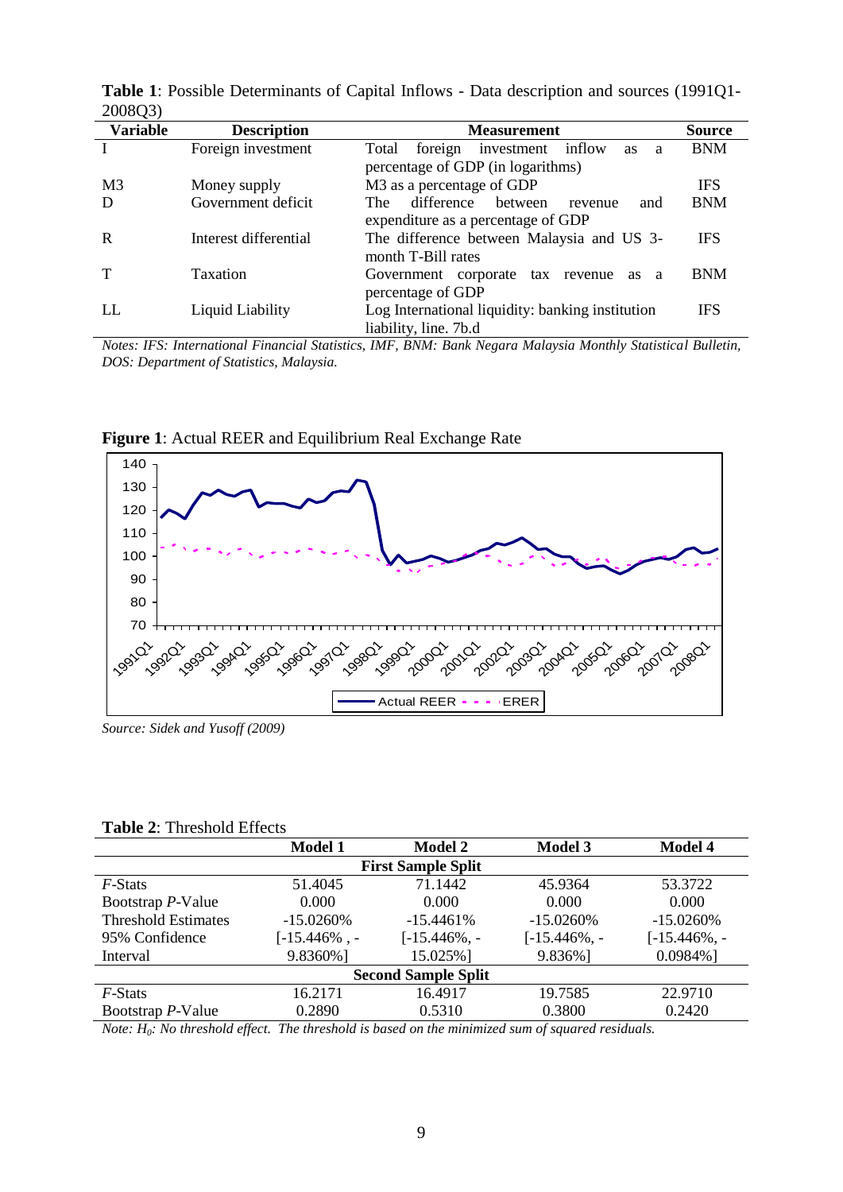**Table 1**: Possible Determinants of Capital Inflows - Data description and sources (1991Q1-2008Q3)

| Variable | Description | Measurement | Source |
|---|---|---|---|
| I | Foreign investment | Total foreign investment inflow as a percentage of GDP (in logarithms) | BNM |
| M3 | Money supply | M3 as a percentage of GDP | IFS |
| D | Government deficit | The difference between revenue and expenditure as a percentage of GDP | BNM |
| R | Interest differential | The difference between Malaysia and US 3-month T-Bill rates | IFS |
| T | Taxation | Government corporate tax revenue as a percentage of GDP | BNM |
| LL | Liquid Liability | Log International liquidity: banking institution liability, line. 7b.d | IFS |

*Notes: IFS: International Financial Statistics, IMF, BNM: Bank Negara Malaysia Monthly Statistical Bulletin, DOS: Department of Statistics, Malaysia.*

**Figure 1**: Actual REER and Equilibrium Real Exchange Rate

*Source: Sidek and Yusoff (2009)*

**Table 2**: Threshold Effects

| | Model 1 | Model 2 | Model 3 | Model 4 |
|---|---|---|---|---|
| **First Sample Split** | | | | |
| *F*-Stats | 51.4045 | 71.1442 | 45.9364 | 53.3722 |
| Bootstrap *P*-Value | 0.000 | 0.000 | 0.000 | 0.000 |
| Threshold Estimates | -15.0260% | -15.4461% | -15.0260% | -15.0260% |
| 95% Confidence Interval | [-15.446% , -9.8360%] | [-15.446%, -15.025%] | [-15.446%, -9.836%] | [-15.446%, -0.0984%] |
| **Second Sample Split** | | | | |
| *F*-Stats | 16.2171 | 16.4917 | 19.7585 | 22.9710 |
| Bootstrap *P*-Value | 0.2890 | 0.5310 | 0.3800 | 0.2420 |

*Note: $H_0$: No threshold effect. The threshold is based on the minimized sum of squared residuals.*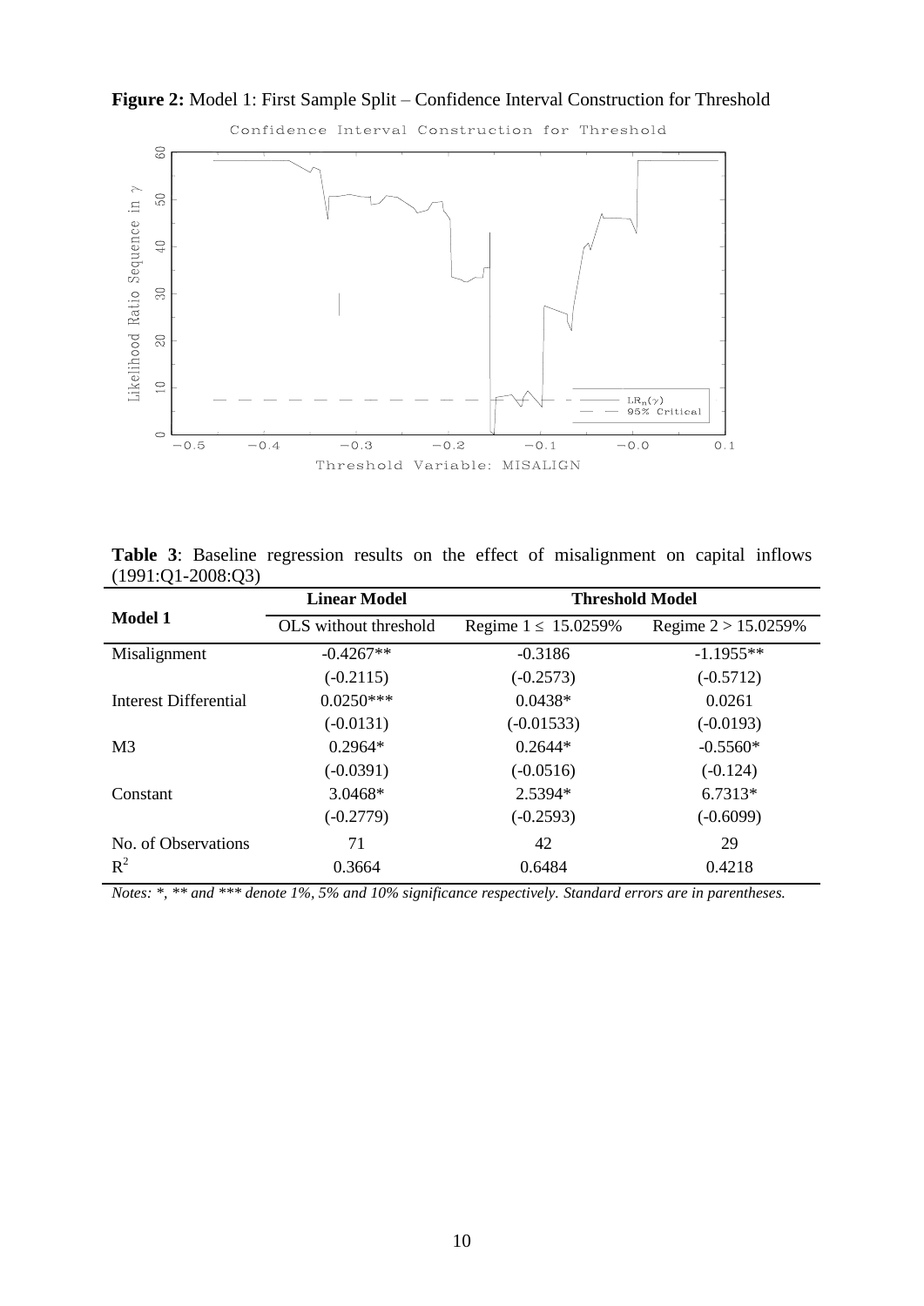**Figure 2:** Model 1: First Sample Split – Confidence Interval Construction for Threshold

**Table 3**: Baseline regression results on the effect of misalignment on capital inflows (1991:Q1-2008:Q3)

| Model 1 | Linear Model | Threshold Model | |
|---|---|---|---|
| | OLS without threshold | Regime 1 ≤ 15.0259% | Regime 2 > 15.0259% |
| Misalignment | -0.4267** | -0.3186 | -1.1955** |
| | (-0.2115) | (-0.2573) | (-0.5712) |
| Interest Differential | 0.0250*** | 0.0438* | 0.0261 |
| | (-0.0131) | (-0.01533) | (-0.0193) |
| M3 | 0.2964* | 0.2644* | -0.5560* |
| | (-0.0391) | (-0.0516) | (-0.124) |
| Constant | 3.0468* | 2.5394* | 6.7313* |
| | (-0.2779) | (-0.2593) | (-0.6099) |
| No. of Observations | 71 | 42 | 29 |
| $R^2$ | 0.3664 | 0.6484 | 0.4218 |

*Notes: *, ** and *** denote 1%, 5% and 10% significance respectively. Standard errors are in parentheses.*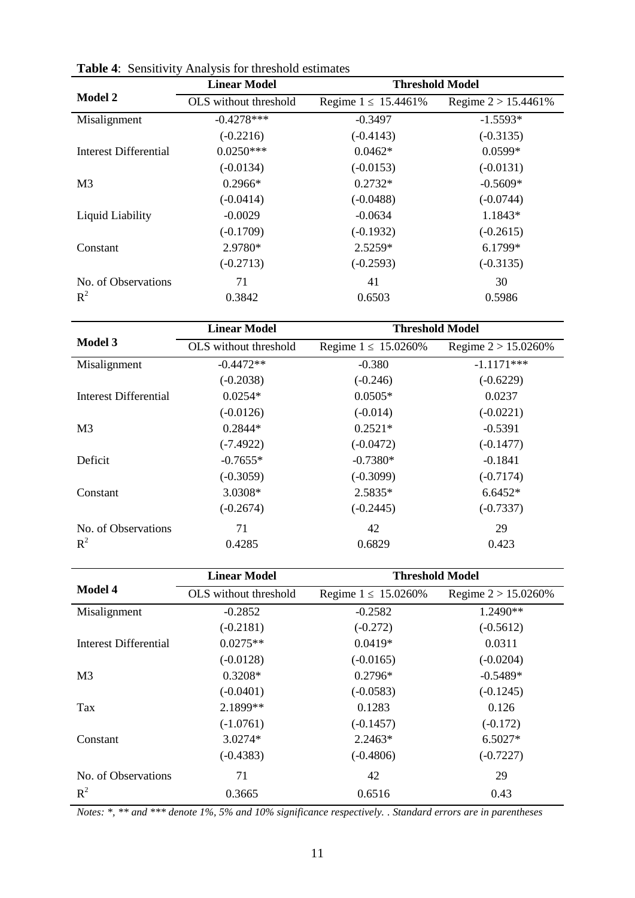**Table 4**: Sensitivity Analysis for threshold estimates

| Model 2 | Linear Model | Threshold Model | |
|---|---|---|---|
| | OLS without threshold | Regime 1 ≤ 15.4461% | Regime 2 > 15.4461% |
| Misalignment | -0.4278*** | -0.3497 | -1.5593* |
| | (-0.2216) | (-0.4143) | (-0.3135) |
| Interest Differential | 0.0250*** | 0.0462* | 0.0599* |
| | (-0.0134) | (-0.0153) | (-0.0131) |
| M3 | 0.2966* | 0.2732* | -0.5609* |
| | (-0.0414) | (-0.0488) | (-0.0744) |
| Liquid Liability | -0.0029 | -0.0634 | 1.1843* |
| | (-0.1709) | (-0.1932) | (-0.2615) |
| Constant | 2.9780* | 2.5259* | 6.1799* |
| | (-0.2713) | (-0.2593) | (-0.3135) |
| No. of Observations | 71 | 41 | 30 |
| $R^2$ | 0.3842 | 0.6503 | 0.5986 |

| Model 3 | Linear Model | Threshold Model | |
|---|---|---|---|
| | OLS without threshold | Regime 1 ≤ 15.0260% | Regime 2 > 15.0260% |
| Misalignment | -0.4472** | -0.380 | -1.1171*** |
| | (-0.2038) | (-0.246) | (-0.6229) |
| Interest Differential | 0.0254* | 0.0505* | 0.0237 |
| | (-0.0126) | (-0.014) | (-0.0221) |
| M3 | 0.2844* | 0.2521* | -0.5391 |
| | (-7.4922) | (-0.0472) | (-0.1477) |
| Deficit | -0.7655* | -0.7380* | -0.1841 |
| | (-0.3059) | (-0.3099) | (-0.7174) |
| Constant | 3.0308* | 2.5835* | 6.6452* |
| | (-0.2674) | (-0.2445) | (-0.7337) |
| No. of Observations | 71 | 42 | 29 |
| $R^2$ | 0.4285 | 0.6829 | 0.423 |

| Model 4 | Linear Model | Threshold Model | |
|---|---|---|---|
| | OLS without threshold | Regime 1 ≤ 15.0260% | Regime 2 > 15.0260% |
| Misalignment | -0.2852 | -0.2582 | 1.2490** |
| | (-0.2181) | (-0.272) | (-0.5612) |
| Interest Differential | 0.0275** | 0.0419* | 0.0311 |
| | (-0.0128) | (-0.0165) | (-0.0204) |
| M3 | 0.3208* | 0.2796* | -0.5489* |
| | (-0.0401) | (-0.0583) | (-0.1245) |
| Tax | 2.1899** | 0.1283 | 0.126 |
| | (-1.0761) | (-0.1457) | (-0.172) |
| Constant | 3.0274* | 2.2463* | 6.5027* |
| | (-0.4383) | (-0.4806) | (-0.7227) |
| No. of Observations | 71 | 42 | 29 |
| $R^2$ | 0.3665 | 0.6516 | 0.43 |

*Notes: *, ** and *** denote 1%, 5% and 10% significance respectively. . Standard errors are in parentheses*